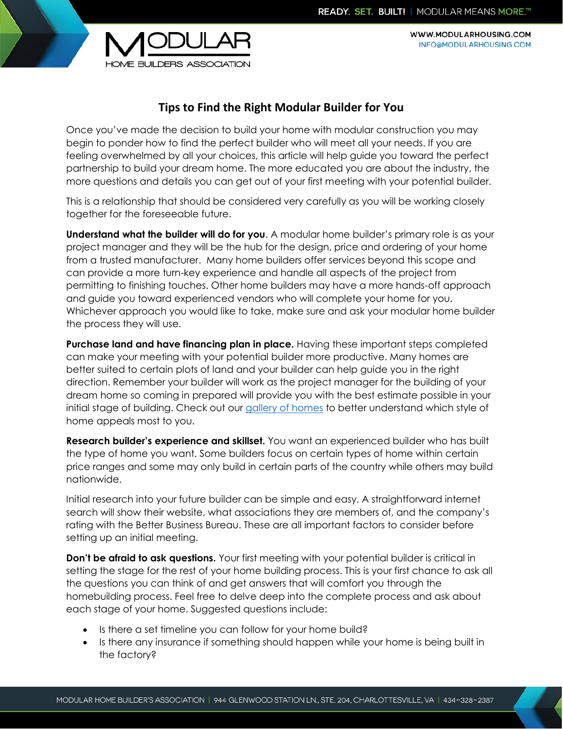# Tips to Find the Right Modular Builder for You

Once you've made the decision to build your home with modular construction you may begin to ponder how to find the perfect builder who will meet all your needs. If you are feeling overwhelmed by all your choices, this article will help guide you toward the perfect partnership to build your dream home. The more educated you are about the industry, the more questions and details you can get out of your first meeting with your potential builder.

This is a relationship that should be considered very carefully as you will be working closely together for the foreseeable future.

**Understand what the builder will do for you**. A modular home builder's primary role is as your project manager and they will be the hub for the design, price and ordering of your home from a trusted manufacturer. Many home builders offer services beyond this scope and can provide a more turn-key experience and handle all aspects of the project from permitting to finishing touches. Other home builders may have a more hands-off approach and guide you toward experienced vendors who will complete your home for you. Whichever approach you would like to take, make sure and ask your modular home builder the process they will use.

**Purchase land and have financing plan in place.** Having these important steps completed can make your meeting with your potential builder more productive. Many homes are better suited to certain plots of land and your builder can help guide you in the right direction. Remember your builder will work as the project manager for the building of your dream home so coming in prepared will provide you with the best estimate possible in your initial stage of building. Check out our gallery of homes to better understand which style of home appeals most to you.

**Research builder's experience and skillset.** You want an experienced builder who has built the type of home you want. Some builders focus on certain types of home within certain price ranges and some may only build in certain parts of the country while others may build nationwide.

Initial research into your future builder can be simple and easy. A straightforward internet search will show their website, what associations they are members of, and the company's rating with the Better Business Bureau. These are all important factors to consider before setting up an initial meeting.

**Don't be afraid to ask questions.** Your first meeting with your potential builder is critical in setting the stage for the rest of your home building process. This is your first chance to ask all the questions you can think of and get answers that will comfort you through the homebuilding process. Feel free to delve deep into the complete process and ask about each stage of your home. Suggested questions include:

- Is there a set timeline you can follow for your home build?
- Is there any insurance if something should happen while your home is being built in the factory?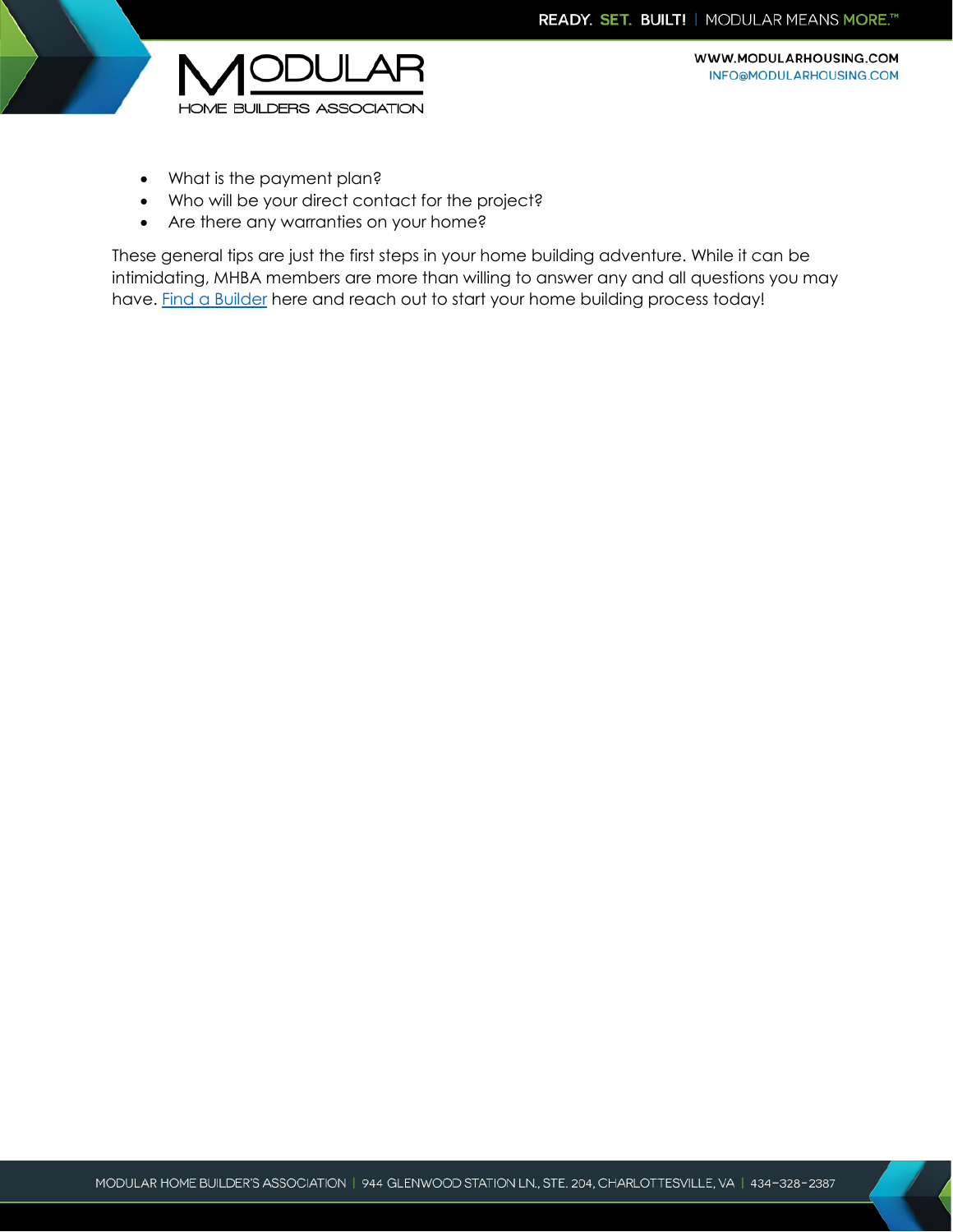- What is the payment plan?
- Who will be your direct contact for the project?
- Are there any warranties on your home?

These general tips are just the first steps in your home building adventure. While it can be intimidating, MHBA members are more than willing to answer any and all questions you may have. [Find a Builder]() here and reach out to start your home building process today!